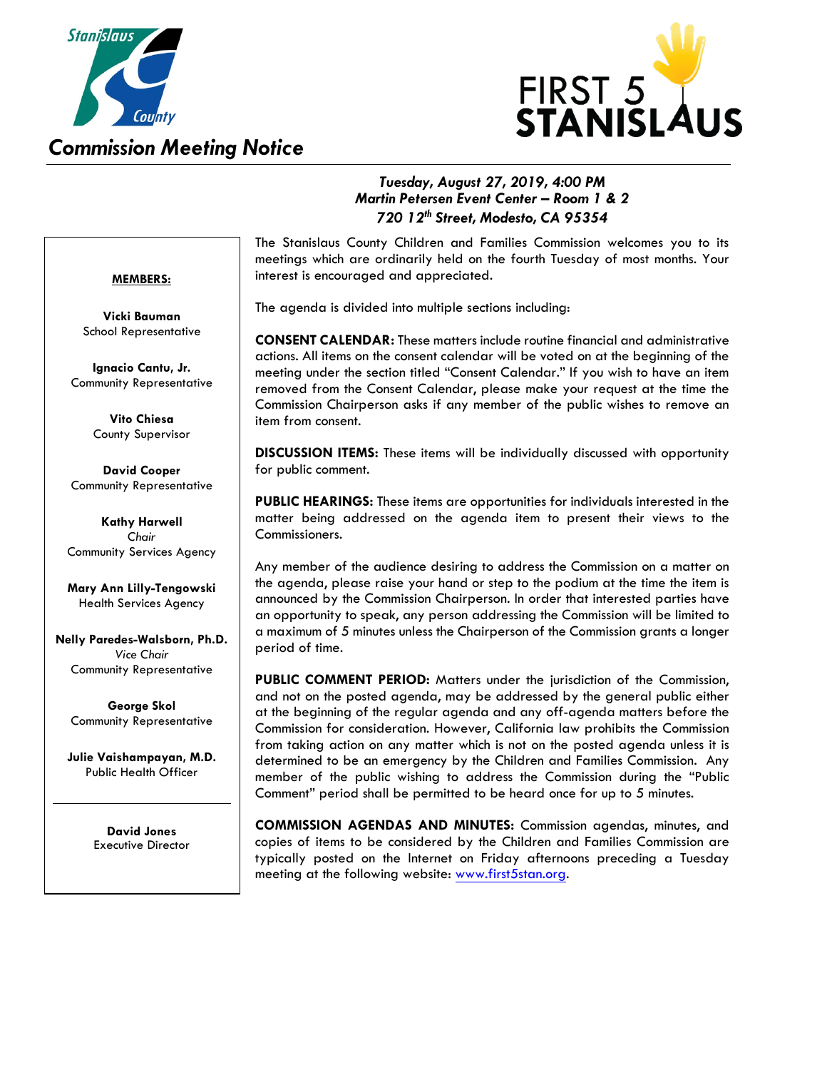# Commission Meeting Notice

***Tuesday, August 27, 2019, 4:00 PM***
***Martin Petersen Event Center – Room 1 & 2***
***720 12th Street, Modesto, CA 95354***

**MEMBERS:**

**Vicki Bauman**
School Representative

**Ignacio Cantu, Jr.**
Community Representative

**Vito Chiesa**
County Supervisor

**David Cooper**
Community Representative

**Kathy Harwell**
*Chair*
Community Services Agency

**Mary Ann Lilly-Tengowski**
Health Services Agency

**Nelly Paredes-Walsborn, Ph.D.**
*Vice Chair*
Community Representative

**George Skol**
Community Representative

**Julie Vaishampayan, M.D.**
Public Health Officer

---

**David Jones**
Executive Director

The Stanislaus County Children and Families Commission welcomes you to its meetings which are ordinarily held on the fourth Tuesday of most months. Your interest is encouraged and appreciated.

The agenda is divided into multiple sections including:

**CONSENT CALENDAR:** These matters include routine financial and administrative actions. All items on the consent calendar will be voted on at the beginning of the meeting under the section titled "Consent Calendar." If you wish to have an item removed from the Consent Calendar, please make your request at the time the Commission Chairperson asks if any member of the public wishes to remove an item from consent.

**DISCUSSION ITEMS:** These items will be individually discussed with opportunity for public comment.

**PUBLIC HEARINGS:** These items are opportunities for individuals interested in the matter being addressed on the agenda item to present their views to the Commissioners.

Any member of the audience desiring to address the Commission on a matter on the agenda, please raise your hand or step to the podium at the time the item is announced by the Commission Chairperson. In order that interested parties have an opportunity to speak, any person addressing the Commission will be limited to a maximum of 5 minutes unless the Chairperson of the Commission grants a longer period of time.

**PUBLIC COMMENT PERIOD:** Matters under the jurisdiction of the Commission, and not on the posted agenda, may be addressed by the general public either at the beginning of the regular agenda and any off-agenda matters before the Commission for consideration. However, California law prohibits the Commission from taking action on any matter which is not on the posted agenda unless it is determined to be an emergency by the Children and Families Commission. Any member of the public wishing to address the Commission during the "Public Comment" period shall be permitted to be heard once for up to 5 minutes.

**COMMISSION AGENDAS AND MINUTES:** Commission agendas, minutes, and copies of items to be considered by the Children and Families Commission are typically posted on the Internet on Friday afternoons preceding a Tuesday meeting at the following website: www.first5stan.org.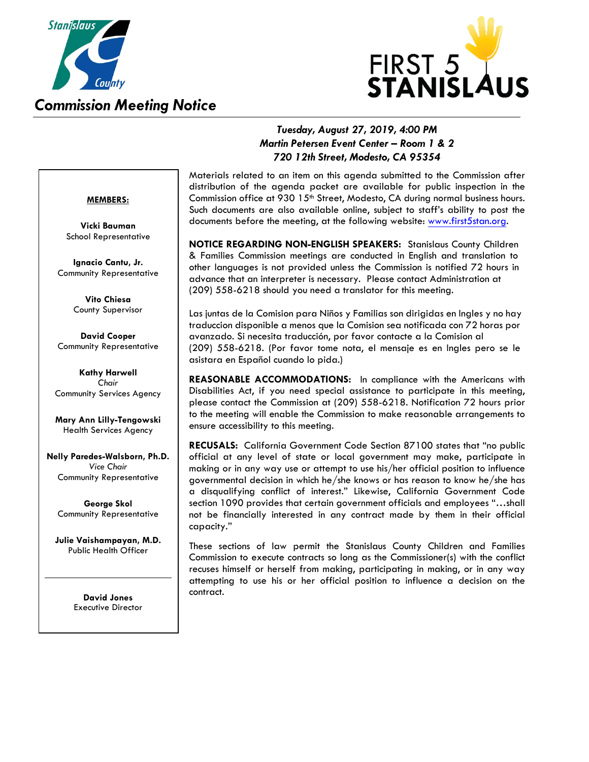# Commission Meeting Notice

*Tuesday, August 27, 2019, 4:00 PM*
*Martin Petersen Event Center – Room 1 & 2*
*720 12th Street, Modesto, CA 95354*

**MEMBERS:**

**Vicki Bauman**
School Representative

**Ignacio Cantu, Jr.**
Community Representative

**Vito Chiesa**
County Supervisor

**David Cooper**
Community Representative

**Kathy Harwell**
*Chair*
Community Services Agency

**Mary Ann Lilly-Tengowski**
Health Services Agency

**Nelly Paredes-Walsborn, Ph.D.**
*Vice Chair*
Community Representative

**George Skol**
Community Representative

**Julie Vaishampayan, M.D.**
Public Health Officer

---

**David Jones**
Executive Director

Materials related to an item on this agenda submitted to the Commission after distribution of the agenda packet are available for public inspection in the Commission office at 930 15th Street, Modesto, CA during normal business hours. Such documents are also available online, subject to staff's ability to post the documents before the meeting, at the following website: www.first5stan.org.

**NOTICE REGARDING NON-ENGLISH SPEAKERS:** Stanislaus County Children & Families Commission meetings are conducted in English and translation to other languages is not provided unless the Commission is notified 72 hours in advance that an interpreter is necessary. Please contact Administration at (209) 558-6218 should you need a translator for this meeting.

Las juntas de la Comision para Niños y Familias son dirigidas en Ingles y no hay traduccion disponible a menos que la Comision sea notificada con 72 horas por avanzado. Si necesita traducción, por favor contacte a la Comision al (209) 558-6218. (Por favor tome nota, el mensaje es en Ingles pero se le asistara en Español cuando lo pida.)

**REASONABLE ACCOMMODATIONS:** In compliance with the Americans with Disabilities Act, if you need special assistance to participate in this meeting, please contact the Commission at (209) 558-6218. Notification 72 hours prior to the meeting will enable the Commission to make reasonable arrangements to ensure accessibility to this meeting.

**RECUSALS:** California Government Code Section 87100 states that "no public official at any level of state or local government may make, participate in making or in any way use or attempt to use his/her official position to influence governmental decision in which he/she knows or has reason to know he/she has a disqualifying conflict of interest." Likewise, California Government Code section 1090 provides that certain government officials and employees "…shall not be financially interested in any contract made by them in their official capacity."

These sections of law permit the Stanislaus County Children and Families Commission to execute contracts so long as the Commissioner(s) with the conflict recuses himself or herself from making, participating in making, or in any way attempting to use his or her official position to influence a decision on the contract.